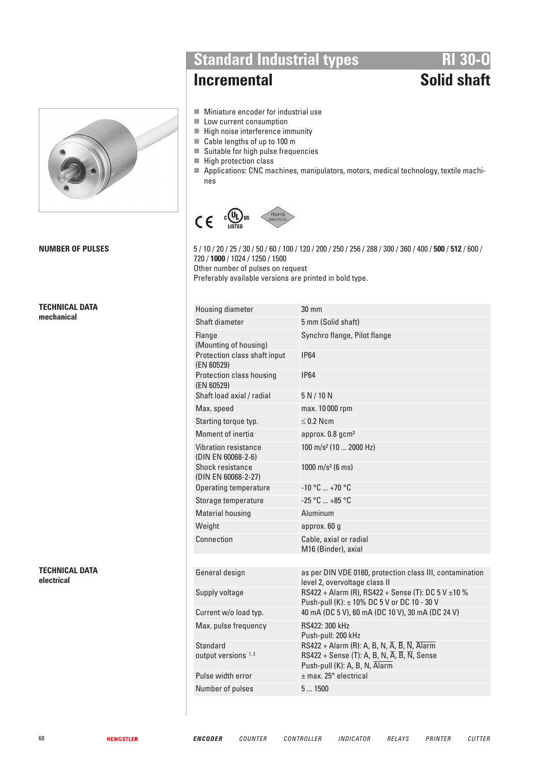# Standard Industrial types RI 30-0

## Incremental Solid shaft

- Miniature encoder for industrial use
- Low current consumption
- High noise interference immunity
- Cable lengths of up to 100 m
- Suitable for high pulse frequencies
- High protection class
- Applications: CNC machines, manipulators, motors, medical technology, textile machines

CE c UL us LISTED RoHS 2002/95/EC

### NUMBER OF PULSES

5 / 10 / 20 / 25 / 30 / 50 / 60 / 100 / 120 / 200 / 250 / 256 / 288 / 300 / 360 / 400 / **500** / **512** / 600 / 720 / **1000** / 1024 / 1250 / 1500
Other number of pulses on request
Preferably available versions are printed in bold type.

### TECHNICAL DATA mechanical

| | |
|---|---|
| Housing diameter | 30 mm |
| Shaft diameter | 5 mm (Solid shaft) |
| Flange (Mounting of housing) | Synchro flange, Pilot flange |
| Protection class shaft input (EN 60529) | IP64 |
| Protection class housing (EN 60529) | IP64 |
| Shaft load axial / radial | 5 N / 10 N |
| Max. speed | max. 10 000 rpm |
| Starting torque typ. | ≤ 0.2 Ncm |
| Moment of inertia | approx. 0.8 gcm² |
| Vibration resistance (DIN EN 60068-2-6) | 100 m/s² (10 ... 2000 Hz) |
| Shock resistance (DIN EN 60068-2-27) | 1000 m/s² (6 ms) |
| Operating temperature | -10 °C ... +70 °C |
| Storage temperature | -25 °C ... +85 °C |
| Material housing | Aluminum |
| Weight | approx. 60 g |
| Connection | Cable, axial or radial<br>M16 (Binder), axial |

### TECHNICAL DATA electrical

| | |
|---|---|
| General design | as per DIN VDE 0160, protection class III, contamination level 2, overvoltage class II |
| Supply voltage | RS422 + Alarm (R), RS422 + Sense (T): DC 5 V ±10 %<br>Push-pull (K): ± 10% DC 5 V or DC 10 - 30 V |
| Current w/o load typ. | 40 mA (DC 5 V), 60 mA (DC 10 V), 30 mA (DC 24 V) |
| Max. pulse frequency | RS422: 300 kHz<br>Push-pull: 200 kHz |
| Standard output versions [1, 2] | RS422 + Alarm (R): A, B, N, $\overline{A}$, $\overline{B}$, $\overline{N}$, $\overline{Alarm}$<br>RS422 + Sense (T): A, B, N, $\overline{A}$, $\overline{B}$, $\overline{N}$, Sense<br>Push-pull (K): A, B, N, $\overline{Alarm}$ |
| Pulse width error | ± max. 25° electrical |
| Number of pulses | 5 ... 1500 |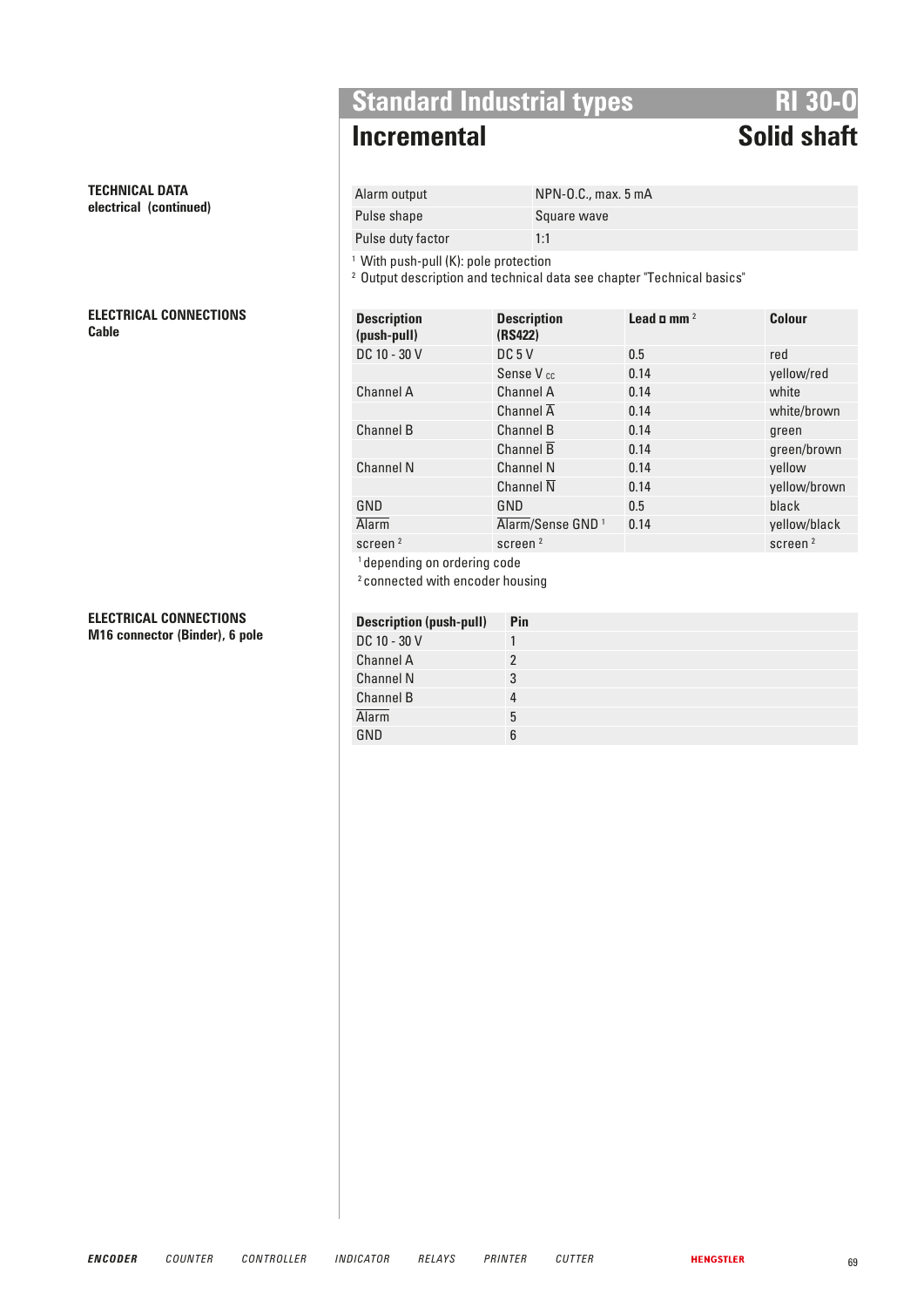## Standard Industrial types — RI 30-O

## Incremental — Solid shaft

**TECHNICAL DATA**
**electrical (continued)**

| | |
|---|---|
| Alarm output | NPN-O.C., max. 5 mA |
| Pulse shape | Square wave |
| Pulse duty factor | 1:1 |

[1] With push-pull (K): pole protection
[2] Output description and technical data see chapter "Technical basics"

**ELECTRICAL CONNECTIONS**
**Cable**

| Description (push-pull) | Description (RS422) | Lead ◻ mm [2] | Colour |
|---|---|---|---|
| DC 10 - 30 V | DC 5 V | 0.5 | red |
| | Sense $V_{cc}$ | 0.14 | yellow/red |
| Channel A | Channel A | 0.14 | white |
| | Channel $\overline{A}$ | 0.14 | white/brown |
| Channel B | Channel B | 0.14 | green |
| | Channel $\overline{B}$ | 0.14 | green/brown |
| Channel N | Channel N | 0.14 | yellow |
| | Channel $\overline{N}$ | 0.14 | yellow/brown |
| GND | GND | 0.5 | black |
| $\overline{\text{Alarm}}$ | $\overline{\text{Alarm}}$/Sense GND [1] | 0.14 | yellow/black |
| screen [2] | screen [2] | | screen [2] |

[1] depending on ordering code
[2] connected with encoder housing

**ELECTRICAL CONNECTIONS**
**M16 connector (Binder), 6 pole**

| Description (push-pull) | Pin |
|---|---|
| DC 10 - 30 V | 1 |
| Channel A | 2 |
| Channel N | 3 |
| Channel B | 4 |
| $\overline{\text{Alarm}}$ | 5 |
| GND | 6 |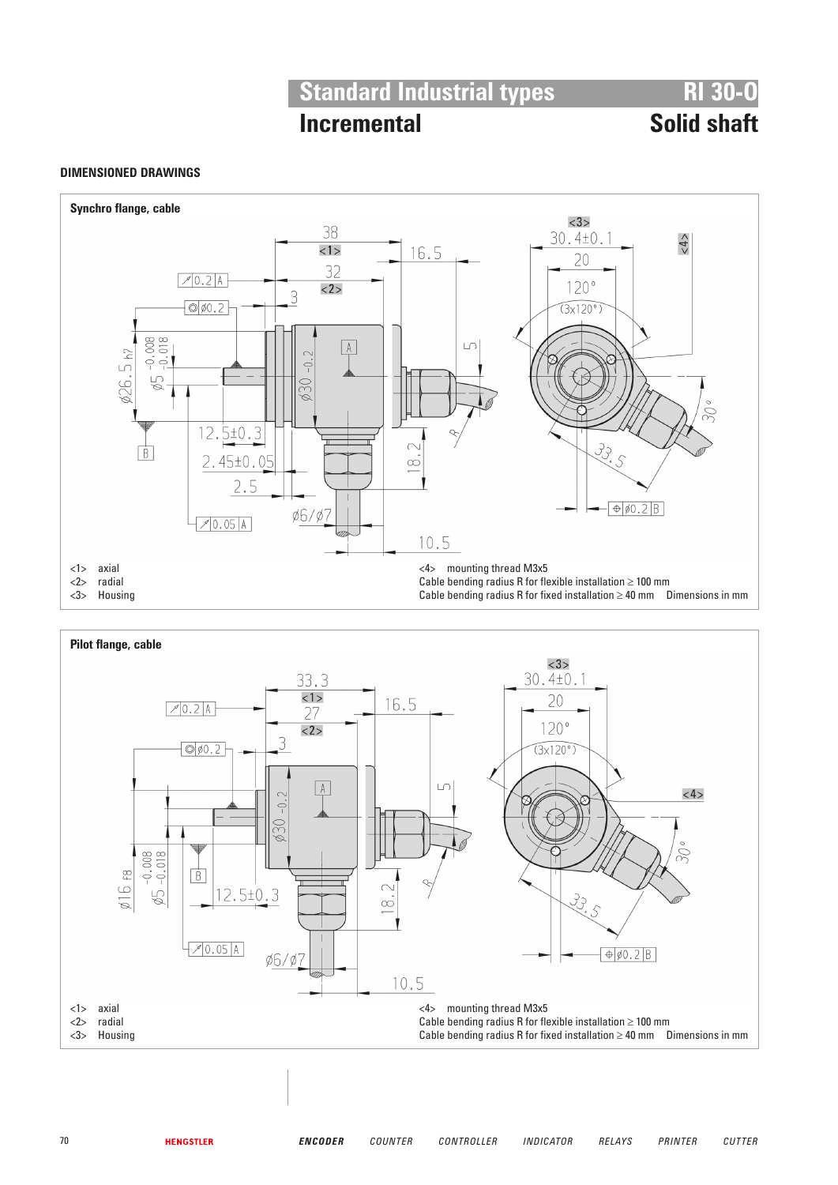# Standard Industrial types — RI 30-O

## Incremental — Solid shaft

### DIMENSIONED DRAWINGS

**Synchro flange, cable**

<1> axial
<2> radial
<3> Housing

<4> mounting thread M3x5
Cable bending radius R for flexible installation ≥ 100 mm
Cable bending radius R for fixed installation ≥ 40 mm

Dimensions in mm

**Pilot flange, cable**

<1> axial
<2> radial
<3> Housing

<4> mounting thread M3x5
Cable bending radius R for flexible installation ≥ 100 mm
Cable bending radius R for fixed installation ≥ 40 mm

Dimensions in mm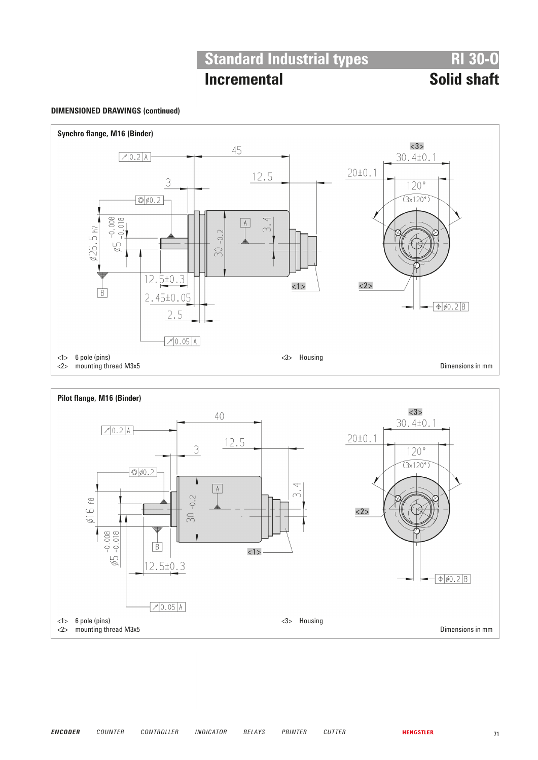# Standard Industrial types — RI 30-O

## Incremental — Solid shaft

**DIMENSIONED DRAWINGS (continued)**

### Synchro flange, M16 (Binder)

<1> 6 pole (pins)
<2> mounting thread M3x5
<3> Housing

Dimensions in mm

### Pilot flange, M16 (Binder)

<1> 6 pole (pins)
<2> mounting thread M3x5
<3> Housing

Dimensions in mm

*ENCODER* *COUNTER* *CONTROLLER* *INDICATOR* *RELAYS* *PRINTER* *CUTTER* HENGSTLER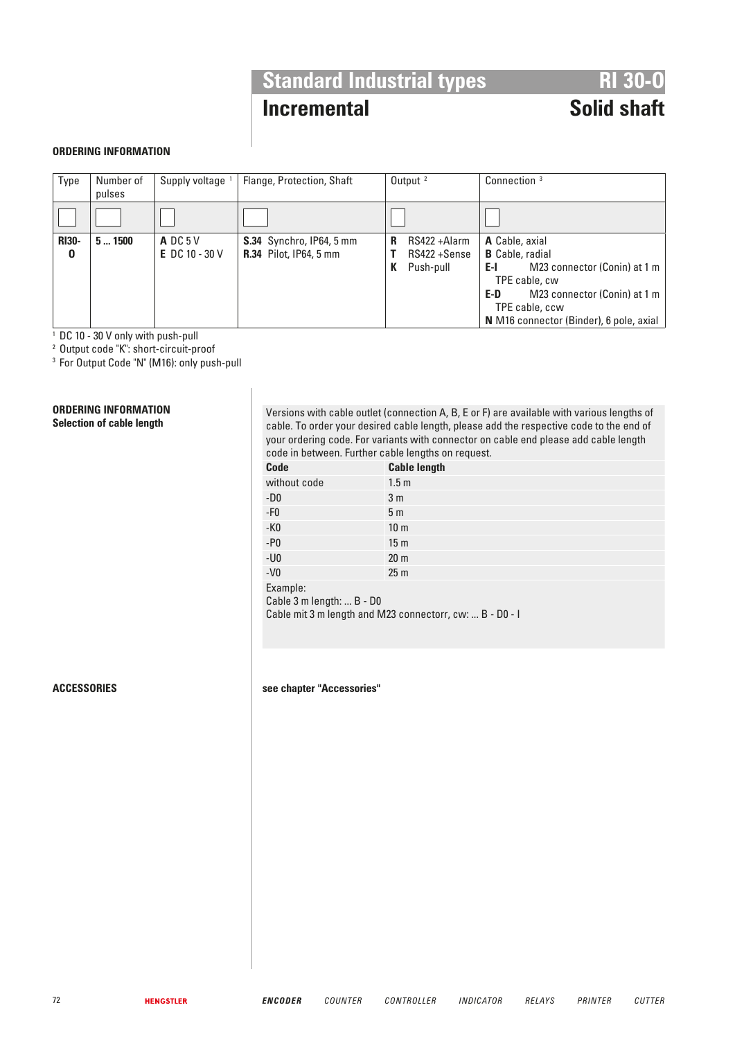# Standard Industrial types — RI 30-O

## Incremental — Solid shaft

### ORDERING INFORMATION

| Type | Number of pulses | Supply voltage [1] | Flange, Protection, Shaft | Output [2] | Connection [3] |
|---|---|---|---|---|---|
| ☐ | ☐ | ☐ | ☐ | ☐ | ☐ |
| **RI30-0** | **5 ... 1500** | **A** DC 5 V<br>**E** DC 10 - 30 V | **S.34** Synchro, IP64, 5 mm<br>**R.34** Pilot, IP64, 5 mm | **R** RS422 +Alarm<br>**T** RS422 +Sense<br>**K** Push-pull | **A** Cable, axial<br>**B** Cable, radial<br>**E-I** M23 connector (Conin) at 1 m TPE cable, cw<br>**E-D** M23 connector (Conin) at 1 m TPE cable, ccw<br>**N** M16 connector (Binder), 6 pole, axial |

[1] DC 10 - 30 V only with push-pull
[2] Output code "K": short-circuit-proof
[3] For Output Code "N" (M16): only push-pull

### ORDERING INFORMATION
**Selection of cable length**

Versions with cable outlet (connection A, B, E or F) are available with various lengths of cable. To order your desired cable length, please add the respective code to the end of your ordering code. For variants with connector on cable end please add cable length code in between. Further cable lengths on request.

| Code | Cable length |
|---|---|
| without code | 1.5 m |
| -D0 | 3 m |
| -F0 | 5 m |
| -K0 | 10 m |
| -P0 | 15 m |
| -U0 | 20 m |
| -V0 | 25 m |

Example:
Cable 3 m length: ... B - D0
Cable mit 3 m length and M23 connectorr, cw: ... B - D0 - I

### ACCESSORIES

**see chapter "Accessories"**